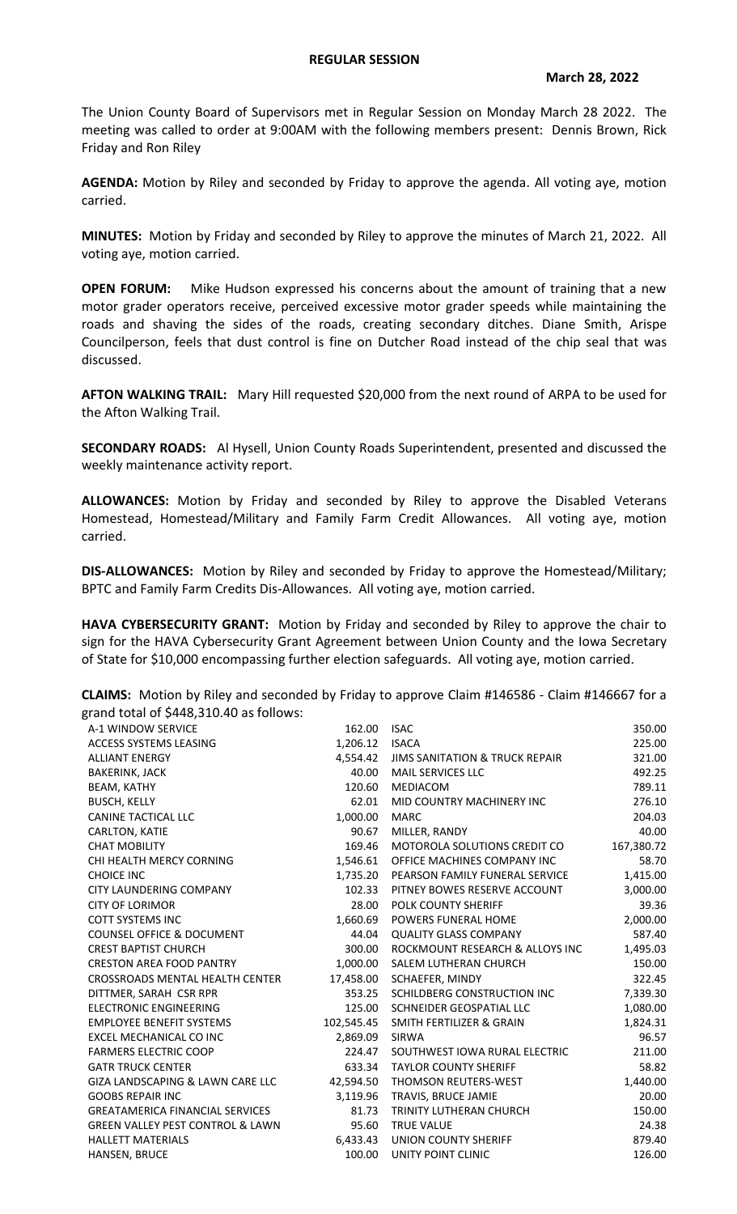# REGULAR SESSION

**March 28, 2022**

The Union County Board of Supervisors met in Regular Session on Monday March 28 2022. The meeting was called to order at 9:00AM with the following members present: Dennis Brown, Rick Friday and Ron Riley

**AGENDA:** Motion by Riley and seconded by Friday to approve the agenda. All voting aye, motion carried.

**MINUTES:** Motion by Friday and seconded by Riley to approve the minutes of March 21, 2022. All voting aye, motion carried.

**OPEN FORUM:** Mike Hudson expressed his concerns about the amount of training that a new motor grader operators receive, perceived excessive motor grader speeds while maintaining the roads and shaving the sides of the roads, creating secondary ditches. Diane Smith, Arispe Councilperson, feels that dust control is fine on Dutcher Road instead of the chip seal that was discussed.

**AFTON WALKING TRAIL:** Mary Hill requested $20,000 from the next round of ARPA to be used for the Afton Walking Trail.

**SECONDARY ROADS:** Al Hysell, Union County Roads Superintendent, presented and discussed the weekly maintenance activity report.

**ALLOWANCES:** Motion by Friday and seconded by Riley to approve the Disabled Veterans Homestead, Homestead/Military and Family Farm Credit Allowances. All voting aye, motion carried.

**DIS-ALLOWANCES:** Motion by Riley and seconded by Friday to approve the Homestead/Military; BPTC and Family Farm Credits Dis-Allowances. All voting aye, motion carried.

**HAVA CYBERSECURITY GRANT:** Motion by Friday and seconded by Riley to approve the chair to sign for the HAVA Cybersecurity Grant Agreement between Union County and the Iowa Secretary of State for $10,000 encompassing further election safeguards. All voting aye, motion carried.

**CLAIMS:** Motion by Riley and seconded by Friday to approve Claim #146586 - Claim #146667 for a grand total of $448,310.40 as follows:

| Vendor | Amount | Vendor | Amount |
|---|---|---|---|
| A-1 WINDOW SERVICE | 162.00 | ISAC | 350.00 |
| ACCESS SYSTEMS LEASING | 1,206.12 | ISACA | 225.00 |
| ALLIANT ENERGY | 4,554.42 | JIMS SANITATION & TRUCK REPAIR | 321.00 |
| BAKERINK, JACK | 40.00 | MAIL SERVICES LLC | 492.25 |
| BEAM, KATHY | 120.60 | MEDIACOM | 789.11 |
| BUSCH, KELLY | 62.01 | MID COUNTRY MACHINERY INC | 276.10 |
| CANINE TACTICAL LLC | 1,000.00 | MARC | 204.03 |
| CARLTON, KATIE | 90.67 | MILLER, RANDY | 40.00 |
| CHAT MOBILITY | 169.46 | MOTOROLA SOLUTIONS CREDIT CO | 167,380.72 |
| CHI HEALTH MERCY CORNING | 1,546.61 | OFFICE MACHINES COMPANY INC | 58.70 |
| CHOICE INC | 1,735.20 | PEARSON FAMILY FUNERAL SERVICE | 1,415.00 |
| CITY LAUNDERING COMPANY | 102.33 | PITNEY BOWES RESERVE ACCOUNT | 3,000.00 |
| CITY OF LORIMOR | 28.00 | POLK COUNTY SHERIFF | 39.36 |
| COTT SYSTEMS INC | 1,660.69 | POWERS FUNERAL HOME | 2,000.00 |
| COUNSEL OFFICE & DOCUMENT | 44.04 | QUALITY GLASS COMPANY | 587.40 |
| CREST BAPTIST CHURCH | 300.00 | ROCKMOUNT RESEARCH & ALLOYS INC | 1,495.03 |
| CRESTON AREA FOOD PANTRY | 1,000.00 | SALEM LUTHERAN CHURCH | 150.00 |
| CROSSROADS MENTAL HEALTH CENTER | 17,458.00 | SCHAEFER, MINDY | 322.45 |
| DITTMER, SARAH CSR RPR | 353.25 | SCHILDBERG CONSTRUCTION INC | 7,339.30 |
| ELECTRONIC ENGINEERING | 125.00 | SCHNEIDER GEOSPATIAL LLC | 1,080.00 |
| EMPLOYEE BENEFIT SYSTEMS | 102,545.45 | SMITH FERTILIZER & GRAIN | 1,824.31 |
| EXCEL MECHANICAL CO INC | 2,869.09 | SIRWA | 96.57 |
| FARMERS ELECTRIC COOP | 224.47 | SOUTHWEST IOWA RURAL ELECTRIC | 211.00 |
| GATR TRUCK CENTER | 633.34 | TAYLOR COUNTY SHERIFF | 58.82 |
| GIZA LANDSCAPING & LAWN CARE LLC | 42,594.50 | THOMSON REUTERS-WEST | 1,440.00 |
| GOOBS REPAIR INC | 3,119.96 | TRAVIS, BRUCE JAMIE | 20.00 |
| GREATAMERICA FINANCIAL SERVICES | 81.73 | TRINITY LUTHERAN CHURCH | 150.00 |
| GREEN VALLEY PEST CONTROL & LAWN | 95.60 | TRUE VALUE | 24.38 |
| HALLETT MATERIALS | 6,433.43 | UNION COUNTY SHERIFF | 879.40 |
| HANSEN, BRUCE | 100.00 | UNITY POINT CLINIC | 126.00 |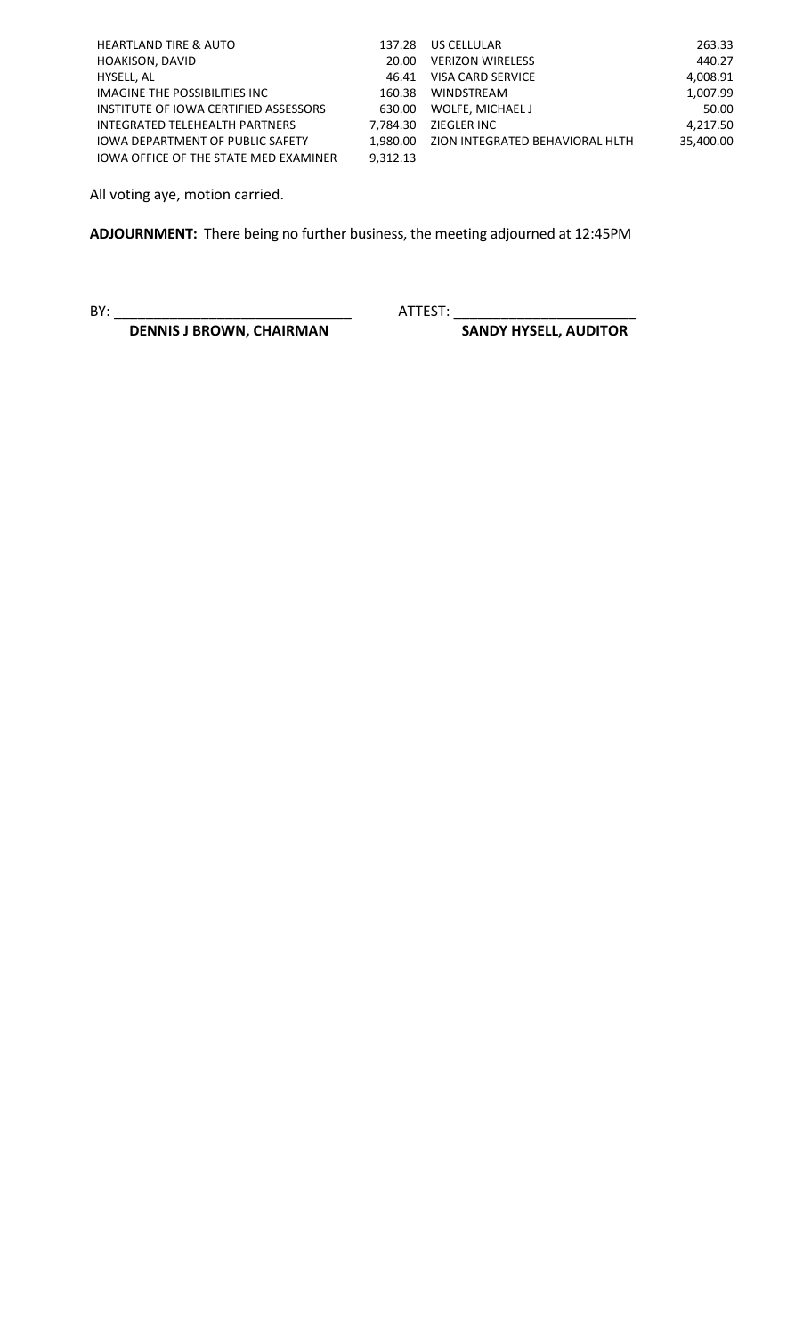| | | | |
|---|---|---|---|
| HEARTLAND TIRE & AUTO | 137.28 | US CELLULAR | 263.33 |
| HOAKISON, DAVID | 20.00 | VERIZON WIRELESS | 440.27 |
| HYSELL, AL | 46.41 | VISA CARD SERVICE | 4,008.91 |
| IMAGINE THE POSSIBILITIES INC | 160.38 | WINDSTREAM | 1,007.99 |
| INSTITUTE OF IOWA CERTIFIED ASSESSORS | 630.00 | WOLFE, MICHAEL J | 50.00 |
| INTEGRATED TELEHEALTH PARTNERS | 7,784.30 | ZIEGLER INC | 4,217.50 |
| IOWA DEPARTMENT OF PUBLIC SAFETY | 1,980.00 | ZION INTEGRATED BEHAVIORAL HLTH | 35,400.00 |
| IOWA OFFICE OF THE STATE MED EXAMINER | 9,312.13 | | |

All voting aye, motion carried.

**ADJOURNMENT:** There being no further business, the meeting adjourned at 12:45PM

BY: ______________________________ ATTEST: ______________________

**DENNIS J BROWN, CHAIRMAN** **SANDY HYSELL, AUDITOR**